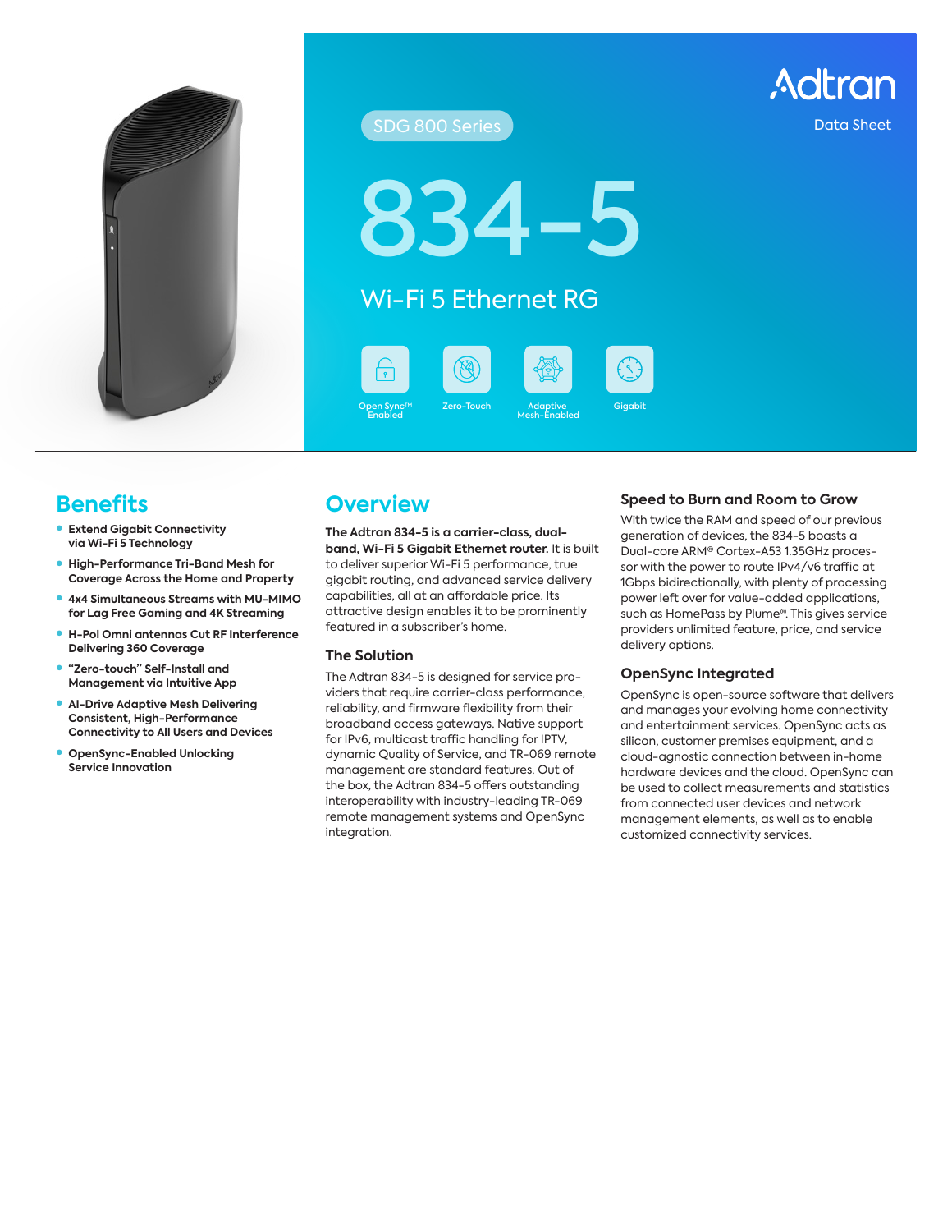Adtran

Data Sheet

SDG 800 Series

# 834-5

## Wi-Fi 5 Ethernet RG

Open Sync™ Enabled | Zero-Touch | Adaptive Mesh-Enabled | Gigabit

## Benefits

- **Extend Gigabit Connectivity via Wi-Fi 5 Technology**
- **High-Performance Tri-Band Mesh for Coverage Across the Home and Property**
- **4x4 Simultaneous Streams with MU-MIMO for Lag Free Gaming and 4K Streaming**
- **H-Pol Omni antennas Cut RF Interference Delivering 360 Coverage**
- **"Zero-touch" Self-Install and Management via Intuitive App**
- **AI-Drive Adaptive Mesh Delivering Consistent, High-Performance Connectivity to All Users and Devices**
- **OpenSync-Enabled Unlocking Service Innovation**

## Overview

**The Adtran 834-5 is a carrier-class, dual-band, Wi-Fi 5 Gigabit Ethernet router.** It is built to deliver superior Wi-Fi 5 performance, true gigabit routing, and advanced service delivery capabilities, all at an affordable price. Its attractive design enables it to be prominently featured in a subscriber's home.

### The Solution

The Adtran 834-5 is designed for service providers that require carrier-class performance, reliability, and firmware flexibility from their broadband access gateways. Native support for IPv6, multicast traffic handling for IPTV, dynamic Quality of Service, and TR-069 remote management are standard features. Out of the box, the Adtran 834-5 offers outstanding interoperability with industry-leading TR-069 remote management systems and OpenSync integration.

### Speed to Burn and Room to Grow

With twice the RAM and speed of our previous generation of devices, the 834-5 boasts a Dual-core ARM® Cortex-A53 1.35GHz processor with the power to route IPv4/v6 traffic at 1Gbps bidirectionally, with plenty of processing power left over for value-added applications, such as HomePass by Plume®. This gives service providers unlimited feature, price, and service delivery options.

### OpenSync Integrated

OpenSync is open-source software that delivers and manages your evolving home connectivity and entertainment services. OpenSync acts as silicon, customer premises equipment, and a cloud-agnostic connection between in-home hardware devices and the cloud. OpenSync can be used to collect measurements and statistics from connected user devices and network management elements, as well as to enable customized connectivity services.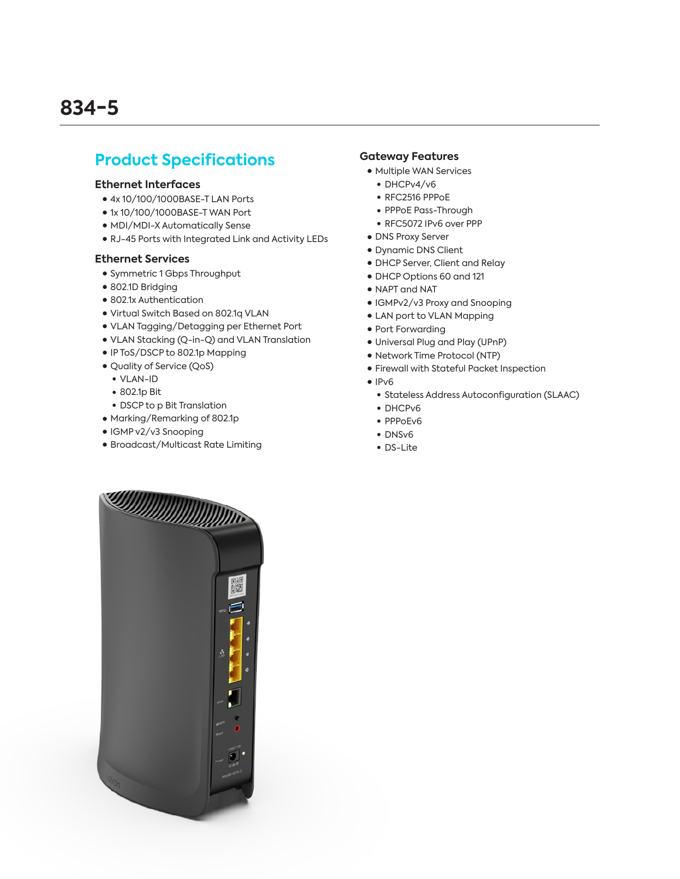# 834-5

## Product Specifications

### Ethernet Interfaces

- 4x 10/100/1000BASE-T LAN Ports
- 1x 10/100/1000BASE-T WAN Port
- MDI/MDI-X Automatically Sense
- RJ-45 Ports with Integrated Link and Activity LEDs

### Ethernet Services

- Symmetric 1 Gbps Throughput
- 802.1D Bridging
- 802.1x Authentication
- Virtual Switch Based on 802.1q VLAN
- VLAN Tagging/Detagging per Ethernet Port
- VLAN Stacking (Q-in-Q) and VLAN Translation
- IP ToS/DSCP to 802.1p Mapping
- Quality of Service (QoS)
  - VLAN-ID
  - 802.1p Bit
  - DSCP to p Bit Translation
- Marking/Remarking of 802.1p
- IGMP v2/v3 Snooping
- Broadcast/Multicast Rate Limiting

### Gateway Features

- Multiple WAN Services
  - DHCPv4/v6
  - RFC2516 PPPoE
  - PPPoE Pass-Through
  - RFC5072 IPv6 over PPP
- DNS Proxy Server
- Dynamic DNS Client
- DHCP Server, Client and Relay
- DHCP Options 60 and 121
- NAPT and NAT
- IGMPv2/v3 Proxy and Snooping
- LAN port to VLAN Mapping
- Port Forwarding
- Universal Plug and Play (UPnP)
- Network Time Protocol (NTP)
- Firewall with Stateful Packet Inspection
- IPv6
  - Stateless Address Autoconfiguration (SLAAC)
  - DHCPv6
  - PPPoEv6
  - DNSv6
  - DS-Lite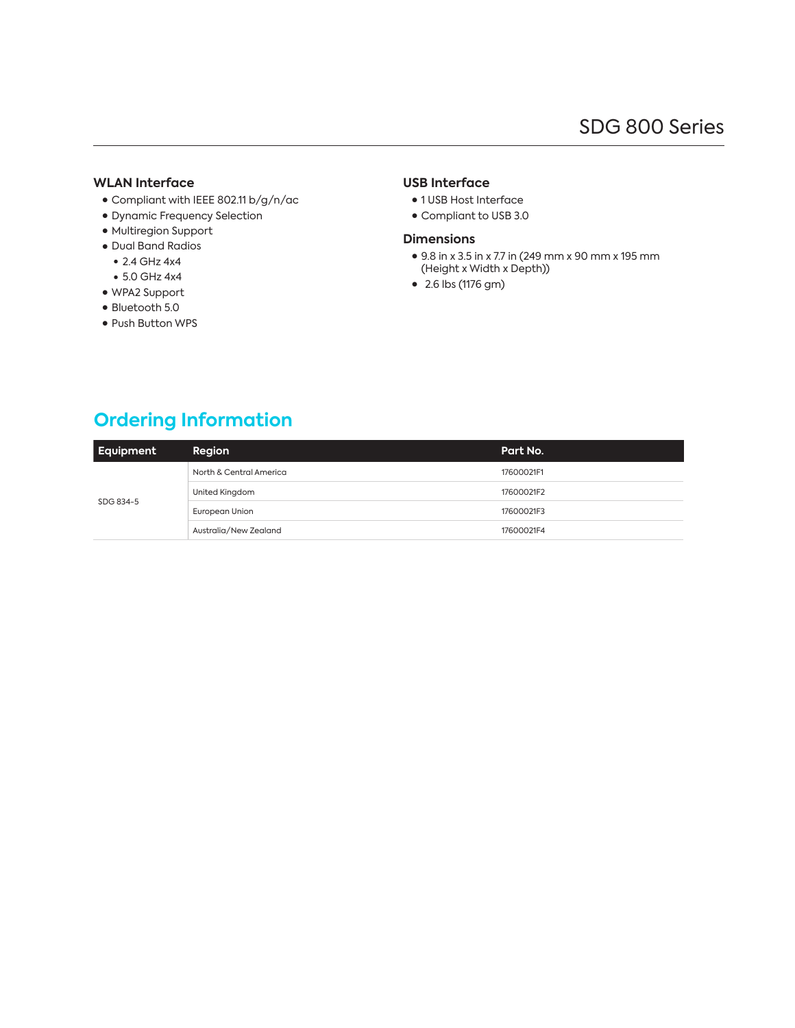## WLAN Interface

- Compliant with IEEE 802.11 b/g/n/ac
- Dynamic Frequency Selection
- Multiregion Support
- Dual Band Radios
  - 2.4 GHz 4x4
  - 5.0 GHz 4x4
- WPA2 Support
- Bluetooth 5.0
- Push Button WPS

## USB Interface

- 1 USB Host Interface
- Compliant to USB 3.0

## Dimensions

- 9.8 in x 3.5 in x 7.7 in (249 mm x 90 mm x 195 mm (Height x Width x Depth))
- 2.6 lbs (1176 gm)

# Ordering Information

| Equipment | Region | Part No. |
|---|---|---|
| SDG 834-5 | North & Central America | 17600021F1 |
| | United Kingdom | 17600021F2 |
| | European Union | 17600021F3 |
| | Australia/New Zealand | 17600021F4 |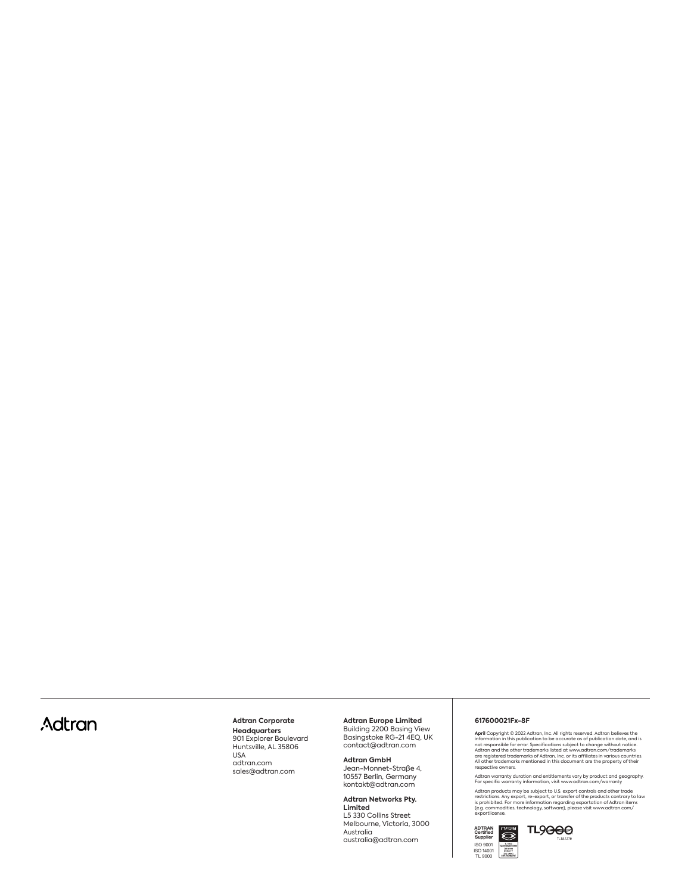Adtran

**Adtran Corporate Headquarters**
901 Explorer Boulevard
Huntsville, AL 35806
USA
adtran.com
sales@adtran.com

**Adtran Europe Limited**
Building 2200 Basing View
Basingstoke RG-21 4EQ, UK
contact@adtran.com

**Adtran GmbH**
Jean-Monnet-Straβe 4,
10557 Berlin, Germany
kontakt@adtran.com

**Adtran Networks Pty. Limited**
L5 330 Collins Street
Melbourne, Victoria, 3000
Australia
australia@adtran.com

**617600021Fx-8F**

**April** Copyright © 2022 Adtran, Inc. All rights reserved. Adtran believes the information in this publication to be accurate as of publication date, and is not responsible for error. Specifications subject to change without notice. Adtran and the other trademarks listed at www.adtran.com/trademarks are registered trademarks of Adtran, Inc. or its affiliates in various countries. All other trademarks mentioned in this document are the property of their respective owners.

Adtran warranty duration and entitlements vary by product and geography. For specific warranty information, visit www.adtran.com/warranty

Adtran products may be subject to U.S. export controls and other trade restrictions. Any export, re-export, or transfer of the products contrary to law is prohibited. For more information regarding exportation of Adtran items (e.g. commodities, technology, software), please visit www.adtran.com/exportlicense.

ADTRAN Certified Supplier
ISO 9001
ISO 14001
TL 9000

TL9000
TL19.1270